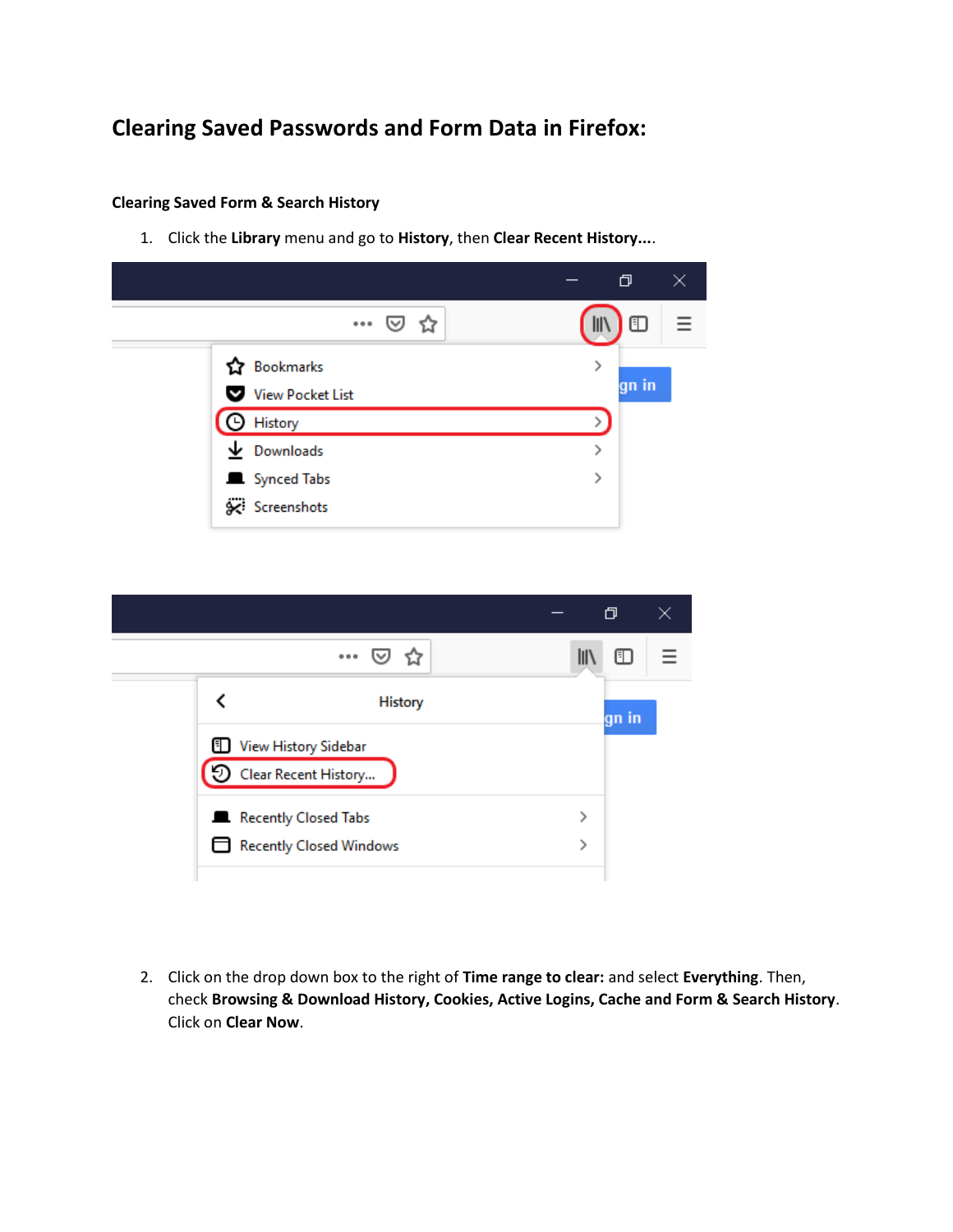# Clearing Saved Passwords and Form Data in Firefox:

### Clearing Saved Form & Search History

1. Click the **Library** menu and go to **History**, then **Clear Recent History...**.

2. Click on the drop down box to the right of **Time range to clear:** and select **Everything**. Then, check **Browsing & Download History, Cookies, Active Logins, Cache and Form & Search History**. Click on **Clear Now**.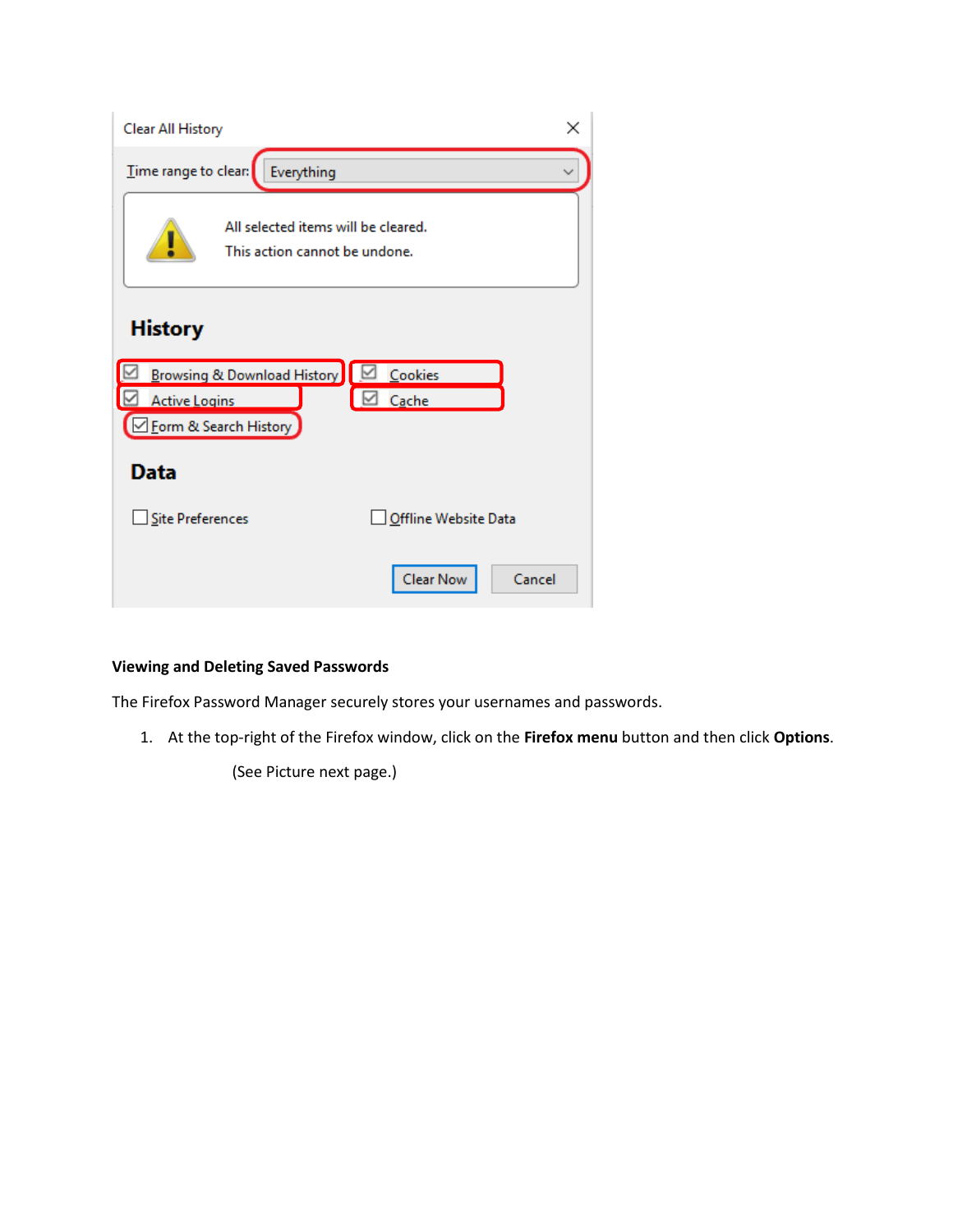**Viewing and Deleting Saved Passwords**

The Firefox Password Manager securely stores your usernames and passwords.

1. At the top-right of the Firefox window, click on the **Firefox menu** button and then click **Options**.

   (See Picture next page.)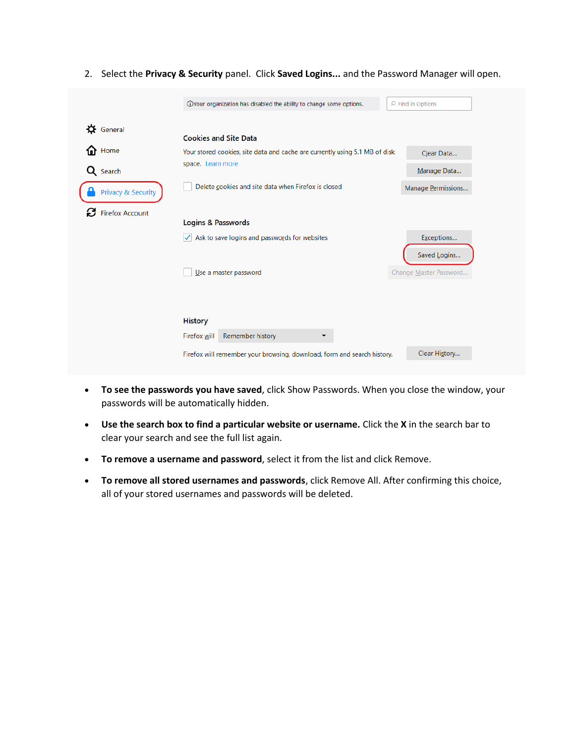2. Select the **Privacy & Security** panel. Click **Saved Logins...** and the Password Manager will open.

- **To see the passwords you have saved**, click Show Passwords. When you close the window, your passwords will be automatically hidden.
- **Use the search box to find a particular website or username.** Click the **X** in the search bar to clear your search and see the full list again.
- **To remove a username and password**, select it from the list and click Remove.
- **To remove all stored usernames and passwords**, click Remove All. After confirming this choice, all of your stored usernames and passwords will be deleted.